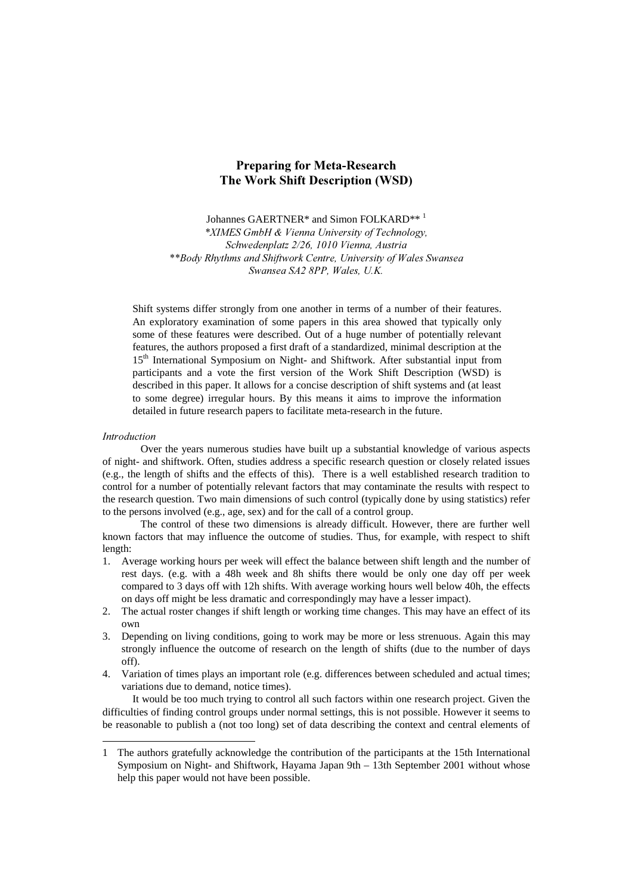# Preparing for Meta-Research
## The Work Shift Description (WSD)

Johannes GAERTNER* and Simon FOLKARD** [1]

*\*XIMES GmbH & Vienna University of Technology,*
*Schwedenplatz 2/26, 1010 Vienna, Austria*
*\*\*Body Rhythms and Shiftwork Centre, University of Wales Swansea*
*Swansea SA2 8PP, Wales, U.K.*

Shift systems differ strongly from one another in terms of a number of their features. An exploratory examination of some papers in this area showed that typically only some of these features were described. Out of a huge number of potentially relevant features, the authors proposed a first draft of a standardized, minimal description at the 15th International Symposium on Night- and Shiftwork. After substantial input from participants and a vote the first version of the Work Shift Description (WSD) is described in this paper. It allows for a concise description of shift systems and (at least to some degree) irregular hours. By this means it aims to improve the information detailed in future research papers to facilitate meta-research in the future.

*Introduction*

Over the years numerous studies have built up a substantial knowledge of various aspects of night- and shiftwork. Often, studies address a specific research question or closely related issues (e.g., the length of shifts and the effects of this). There is a well established research tradition to control for a number of potentially relevant factors that may contaminate the results with respect to the research question. Two main dimensions of such control (typically done by using statistics) refer to the persons involved (e.g., age, sex) and for the call of a control group.

The control of these two dimensions is already difficult. However, there are further well known factors that may influence the outcome of studies. Thus, for example, with respect to shift length:

1. Average working hours per week will effect the balance between shift length and the number of rest days. (e.g. with a 48h week and 8h shifts there would be only one day off per week compared to 3 days off with 12h shifts. With average working hours well below 40h, the effects on days off might be less dramatic and correspondingly may have a lesser impact).
2. The actual roster changes if shift length or working time changes. This may have an effect of its own
3. Depending on living conditions, going to work may be more or less strenuous. Again this may strongly influence the outcome of research on the length of shifts (due to the number of days off).
4. Variation of times plays an important role (e.g. differences between scheduled and actual times; variations due to demand, notice times).

It would be too much trying to control all such factors within one research project. Given the difficulties of finding control groups under normal settings, this is not possible. However it seems to be reasonable to publish a (not too long) set of data describing the context and central elements of

---

1 The authors gratefully acknowledge the contribution of the participants at the 15th International Symposium on Night- and Shiftwork, Hayama Japan 9th – 13th September 2001 without whose help this paper would not have been possible.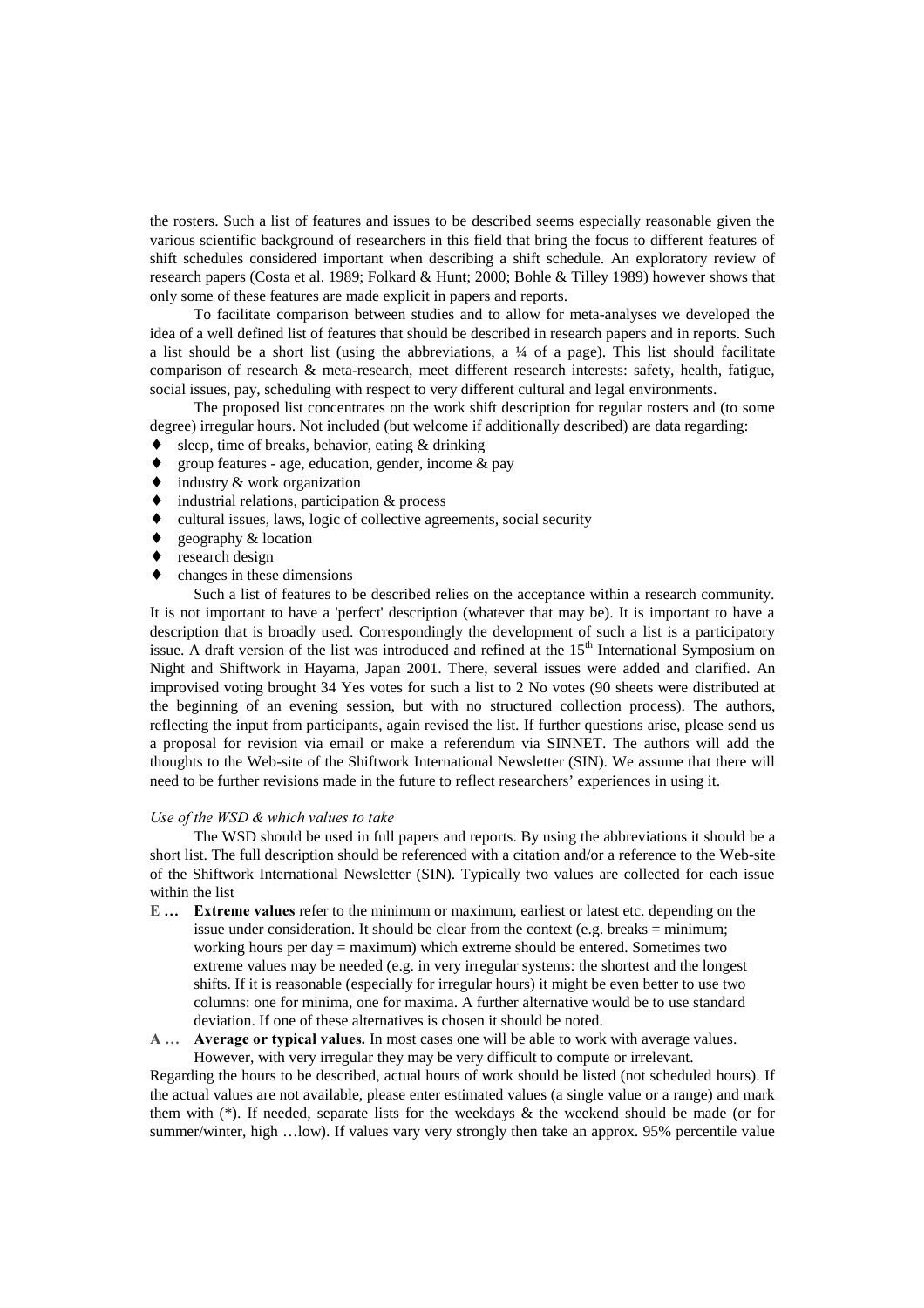the rosters. Such a list of features and issues to be described seems especially reasonable given the various scientific background of researchers in this field that bring the focus to different features of shift schedules considered important when describing a shift schedule. An exploratory review of research papers (Costa et al. 1989; Folkard & Hunt; 2000; Bohle & Tilley 1989) however shows that only some of these features are made explicit in papers and reports.

To facilitate comparison between studies and to allow for meta-analyses we developed the idea of a well defined list of features that should be described in research papers and in reports. Such a list should be a short list (using the abbreviations, a ¼ of a page). This list should facilitate comparison of research & meta-research, meet different research interests: safety, health, fatigue, social issues, pay, scheduling with respect to very different cultural and legal environments.

The proposed list concentrates on the work shift description for regular rosters and (to some degree) irregular hours. Not included (but welcome if additionally described) are data regarding:

- sleep, time of breaks, behavior, eating & drinking
- group features - age, education, gender, income & pay
- industry & work organization
- industrial relations, participation & process
- cultural issues, laws, logic of collective agreements, social security
- geography & location
- research design
- changes in these dimensions

Such a list of features to be described relies on the acceptance within a research community. It is not important to have a 'perfect' description (whatever that may be). It is important to have a description that is broadly used. Correspondingly the development of such a list is a participatory issue. A draft version of the list was introduced and refined at the 15th International Symposium on Night and Shiftwork in Hayama, Japan 2001. There, several issues were added and clarified. An improvised voting brought 34 Yes votes for such a list to 2 No votes (90 sheets were distributed at the beginning of an evening session, but with no structured collection process). The authors, reflecting the input from participants, again revised the list. If further questions arise, please send us a proposal for revision via email or make a referendum via SINNET. The authors will add the thoughts to the Web-site of the Shiftwork International Newsletter (SIN). We assume that there will need to be further revisions made in the future to reflect researchers' experiences in using it.

*Use of the WSD & which values to take*

The WSD should be used in full papers and reports. By using the abbreviations it should be a short list. The full description should be referenced with a citation and/or a reference to the Web-site of the Shiftwork International Newsletter (SIN). Typically two values are collected for each issue within the list

**E …** **Extreme values** refer to the minimum or maximum, earliest or latest etc. depending on the issue under consideration. It should be clear from the context (e.g. breaks = minimum; working hours per day = maximum) which extreme should be entered. Sometimes two extreme values may be needed (e.g. in very irregular systems: the shortest and the longest shifts. If it is reasonable (especially for irregular hours) it might be even better to use two columns: one for minima, one for maxima. A further alternative would be to use standard deviation. If one of these alternatives is chosen it should be noted.

**A …** **Average or typical values.** In most cases one will be able to work with average values. However, with very irregular they may be very difficult to compute or irrelevant.

Regarding the hours to be described, actual hours of work should be listed (not scheduled hours). If the actual values are not available, please enter estimated values (a single value or a range) and mark them with (*). If needed, separate lists for the weekdays & the weekend should be made (or for summer/winter, high …low). If values vary very strongly then take an approx. 95% percentile value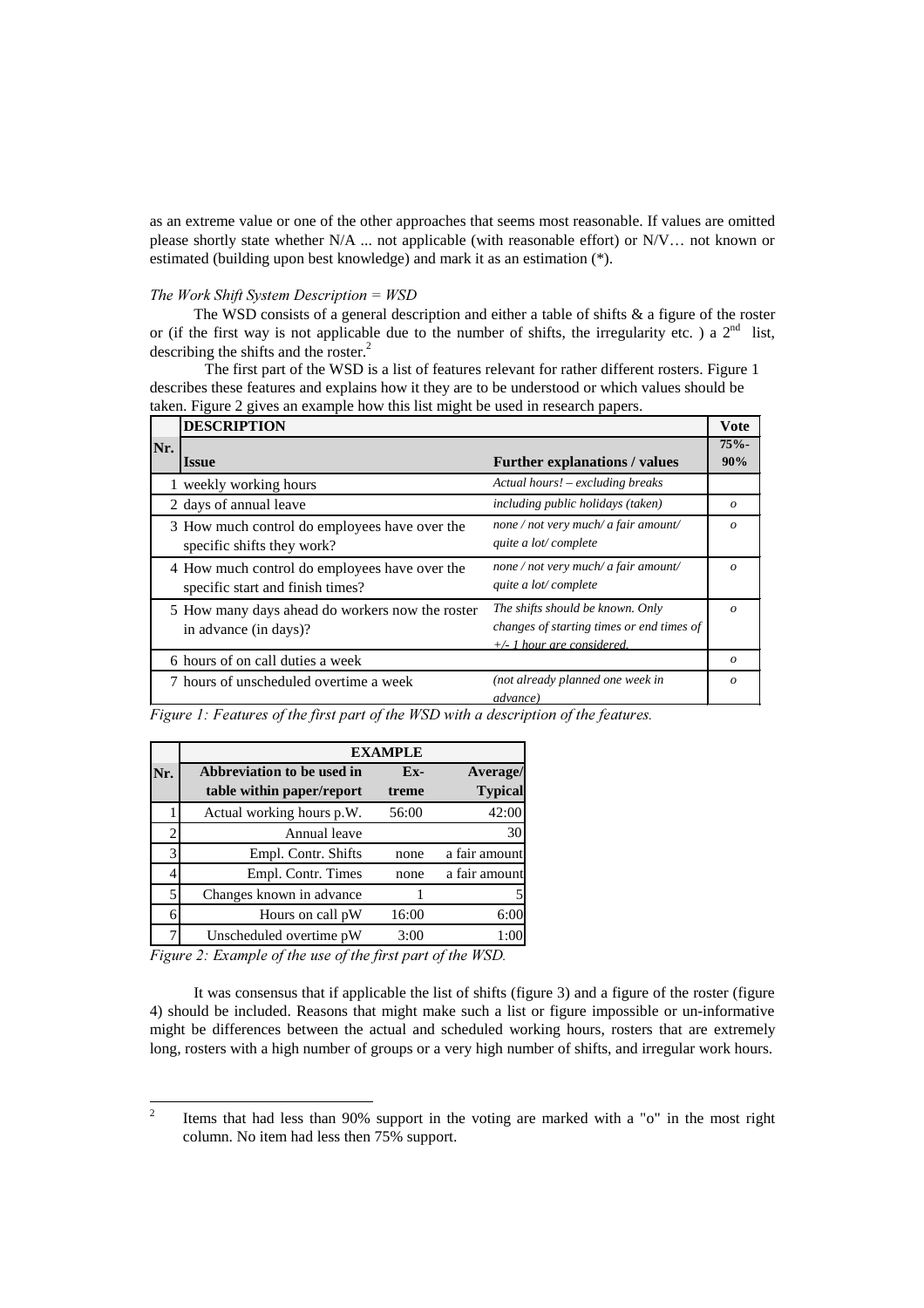as an extreme value or one of the other approaches that seems most reasonable. If values are omitted please shortly state whether N/A ... not applicable (with reasonable effort) or N/V… not known or estimated (building upon best knowledge) and mark it as an estimation (*).

*The Work Shift System Description = WSD*

The WSD consists of a general description and either a table of shifts & a figure of the roster or (if the first way is not applicable due to the number of shifts, the irregularity etc. ) a 2nd list, describing the shifts and the roster.[2]

The first part of the WSD is a list of features relevant for rather different rosters. Figure 1 describes these features and explains how it they are to be understood or which values should be taken. Figure 2 gives an example how this list might be used in research papers.

| Nr. | DESCRIPTION | | Vote |
|---|---|---|---|
| | **Issue** | **Further explanations / values** | **75%-90%** |
| 1 | weekly working hours | *Actual hours! – excluding breaks* | |
| 2 | days of annual leave | *including public holidays (taken)* | *o* |
| 3 | How much control do employees have over the specific shifts they work? | *none / not very much/ a fair amount/ quite a lot/ complete* | *o* |
| 4 | How much control do employees have over the specific start and finish times? | *none / not very much/ a fair amount/ quite a lot/ complete* | *o* |
| 5 | How many days ahead do workers now the roster in advance (in days)? | *The shifts should be known. Only changes of starting times or end times of +/- 1 hour are considered.* | *o* |
| 6 | hours of on call duties a week | | *o* |
| 7 | hours of unscheduled overtime a week | *(not already planned one week in advance)* | *o* |

*Figure 1: Features of the first part of the WSD with a description of the features.*

| Nr. | EXAMPLE | | |
|---|---|---|---|
| | **Abbreviation to be used in table within paper/report** | **Ex-treme** | **Average/ Typical** |
| 1 | Actual working hours p.W. | 56:00 | 42:00 |
| 2 | Annual leave | | 30 |
| 3 | Empl. Contr. Shifts | none | a fair amount |
| 4 | Empl. Contr. Times | none | a fair amount |
| 5 | Changes known in advance | 1 | 5 |
| 6 | Hours on call pW | 16:00 | 6:00 |
| 7 | Unscheduled overtime pW | 3:00 | 1:00 |

*Figure 2: Example of the use of the first part of the WSD.*

It was consensus that if applicable the list of shifts (figure 3) and a figure of the roster (figure 4) should be included. Reasons that might make such a list or figure impossible or un-informative might be differences between the actual and scheduled working hours, rosters that are extremely long, rosters with a high number of groups or a very high number of shifts, and irregular work hours.

[2] Items that had less than 90% support in the voting are marked with a "o" in the most right column. No item had less then 75% support.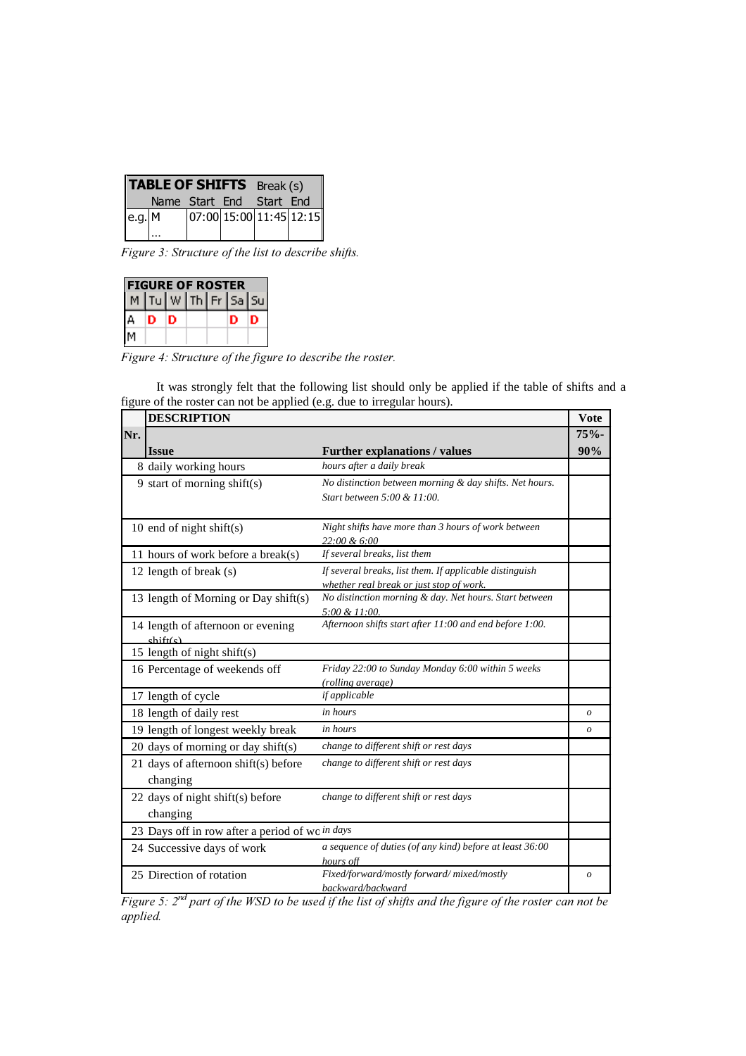| TABLE OF SHIFTS | | | | Break (s) | |
|---|---|---|---|---|---|
| | Name | Start | End | Start | End |
| e.g. | M | 07:00 | 15:00 | 11:45 | 12:15 |
| | … | | | | |

*Figure 3: Structure of the list to describe shifts.*

| FIGURE OF ROSTER | | | | | | | |
|---|---|---|---|---|---|---|---|
| | M | Tu | W | Th | Fr | Sa | Su |
| A | D | D | | | D | D | |
| M | | | | | | | |

*Figure 4: Structure of the figure to describe the roster.*

It was strongly felt that the following list should only be applied if the table of shifts and a figure of the roster can not be applied (e.g. due to irregular hours).

| Nr. | DESCRIPTION Issue | Further explanations / values | Vote 75%-90% |
|---|---|---|---|
| 8 | daily working hours | *hours after a daily break* | |
| 9 | start of morning shift(s) | *No distinction between morning & day shifts. Net hours. Start between 5:00 & 11:00.* | |
| 10 | end of night shift(s) | *Night shifts have more than 3 hours of work between 22:00 & 6:00* | |
| 11 | hours of work before a break(s) | *If several breaks, list them* | |
| 12 | length of break (s) | *If several breaks, list them. If applicable distinguish whether real break or just stop of work.* | |
| 13 | length of Morning or Day shift(s) | *No distinction morning & day. Net hours. Start between 5:00 & 11:00.* | |
| 14 | length of afternoon or evening shift(s) | *Afternoon shifts start after 11:00 and end before 1:00.* | |
| 15 | length of night shift(s) | | |
| 16 | Percentage of weekends off | *Friday 22:00 to Sunday Monday 6:00 within 5 weeks (rolling average)* | |
| 17 | length of cycle | *if applicable* | |
| 18 | length of daily rest | *in hours* | *o* |
| 19 | length of longest weekly break | *in hours* | *o* |
| 20 | days of morning or day shift(s) | *change to different shift or rest days* | |
| 21 | days of afternoon shift(s) before changing | *change to different shift or rest days* | |
| 22 | days of night shift(s) before changing | *change to different shift or rest days* | |
| 23 | Days off in row after a period of wc | *in days* | |
| 24 | Successive days of work | *a sequence of duties (of any kind) before at least 36:00 hours off* | |
| 25 | Direction of rotation | *Fixed/forward/mostly forward/ mixed/mostly backward/backward* | *o* |

*Figure 5: 2[nd] part of the WSD to be used if the list of shifts and the figure of the roster can not be applied.*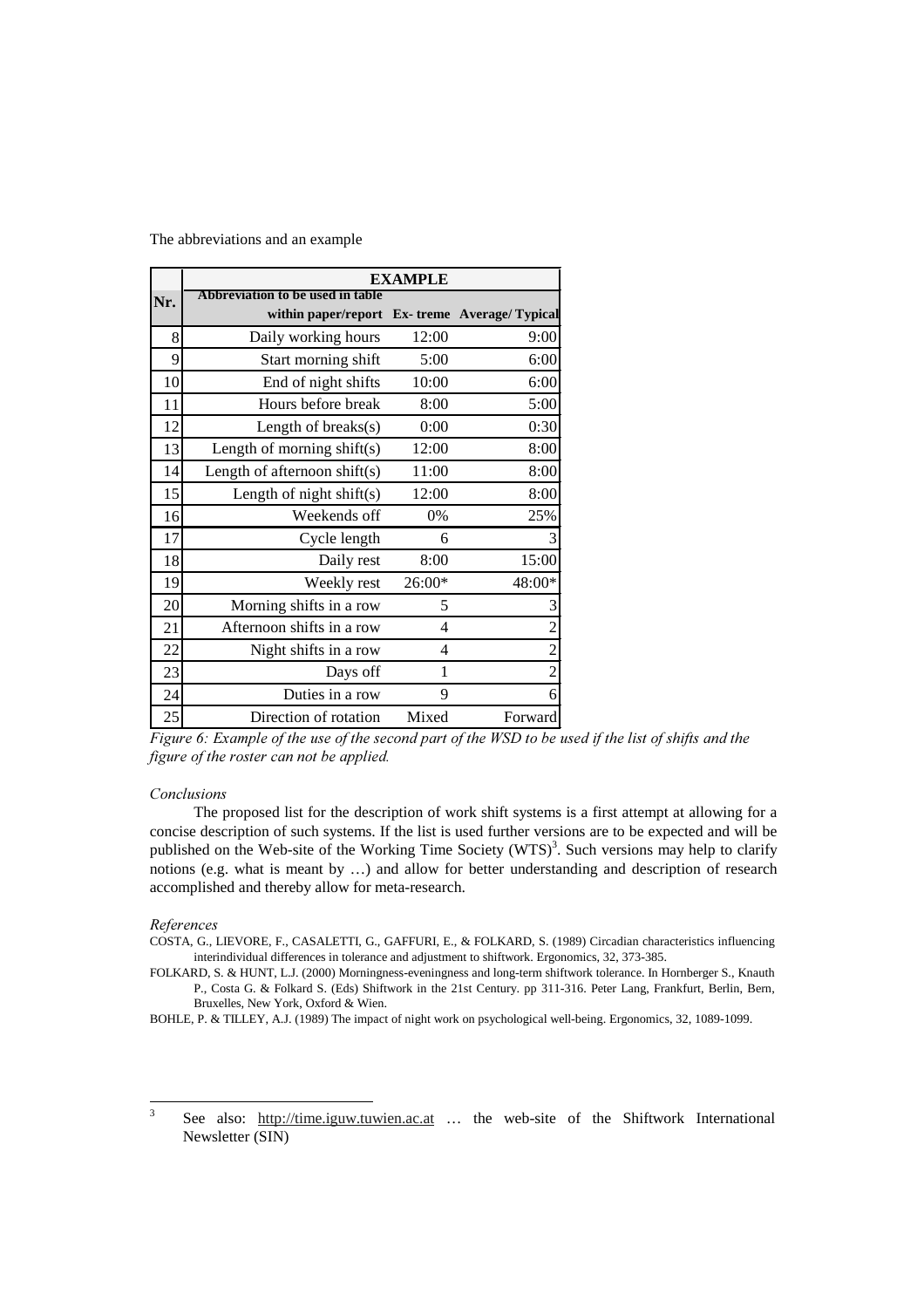The abbreviations and an example

| Nr. | EXAMPLE | | |
|---|---|---|---|
| | Abbreviation to be used in table within paper/report | Ex- treme | Average/ Typical |
| 8 | Daily working hours | 12:00 | 9:00 |
| 9 | Start morning shift | 5:00 | 6:00 |
| 10 | End of night shifts | 10:00 | 6:00 |
| 11 | Hours before break | 8:00 | 5:00 |
| 12 | Length of breaks(s) | 0:00 | 0:30 |
| 13 | Length of morning shift(s) | 12:00 | 8:00 |
| 14 | Length of afternoon shift(s) | 11:00 | 8:00 |
| 15 | Length of night shift(s) | 12:00 | 8:00 |
| 16 | Weekends off | 0% | 25% |
| 17 | Cycle length | 6 | 3 |
| 18 | Daily rest | 8:00 | 15:00 |
| 19 | Weekly rest | 26:00* | 48:00* |
| 20 | Morning shifts in a row | 5 | 3 |
| 21 | Afternoon shifts in a row | 4 | 2 |
| 22 | Night shifts in a row | 4 | 2 |
| 23 | Days off | 1 | 2 |
| 24 | Duties in a row | 9 | 6 |
| 25 | Direction of rotation | Mixed | Forward |

*Figure 6: Example of the use of the second part of the WSD to be used if the list of shifts and the figure of the roster can not be applied.*

### *Conclusions*

The proposed list for the description of work shift systems is a first attempt at allowing for a concise description of such systems. If the list is used further versions are to be expected and will be published on the Web-site of the Working Time Society (WTS)[3]. Such versions may help to clarify notions (e.g. what is meant by …) and allow for better understanding and description of research accomplished and thereby allow for meta-research.

### *References*

COSTA, G., LIEVORE, F., CASALETTI, G., GAFFURI, E., & FOLKARD, S. (1989) Circadian characteristics influencing interindividual differences in tolerance and adjustment to shiftwork. Ergonomics, 32, 373-385.

FOLKARD, S. & HUNT, L.J. (2000) Morningness-eveningness and long-term shiftwork tolerance. In Hornberger S., Knauth P., Costa G. & Folkard S. (Eds) Shiftwork in the 21st Century. pp 311-316. Peter Lang, Frankfurt, Berlin, Bern, Bruxelles, New York, Oxford & Wien.

BOHLE, P. & TILLEY, A.J. (1989) The impact of night work on psychological well-being. Ergonomics, 32, 1089-1099.

[3] See also: http://time.iguw.tuwien.ac.at … the web-site of the Shiftwork International Newsletter (SIN)